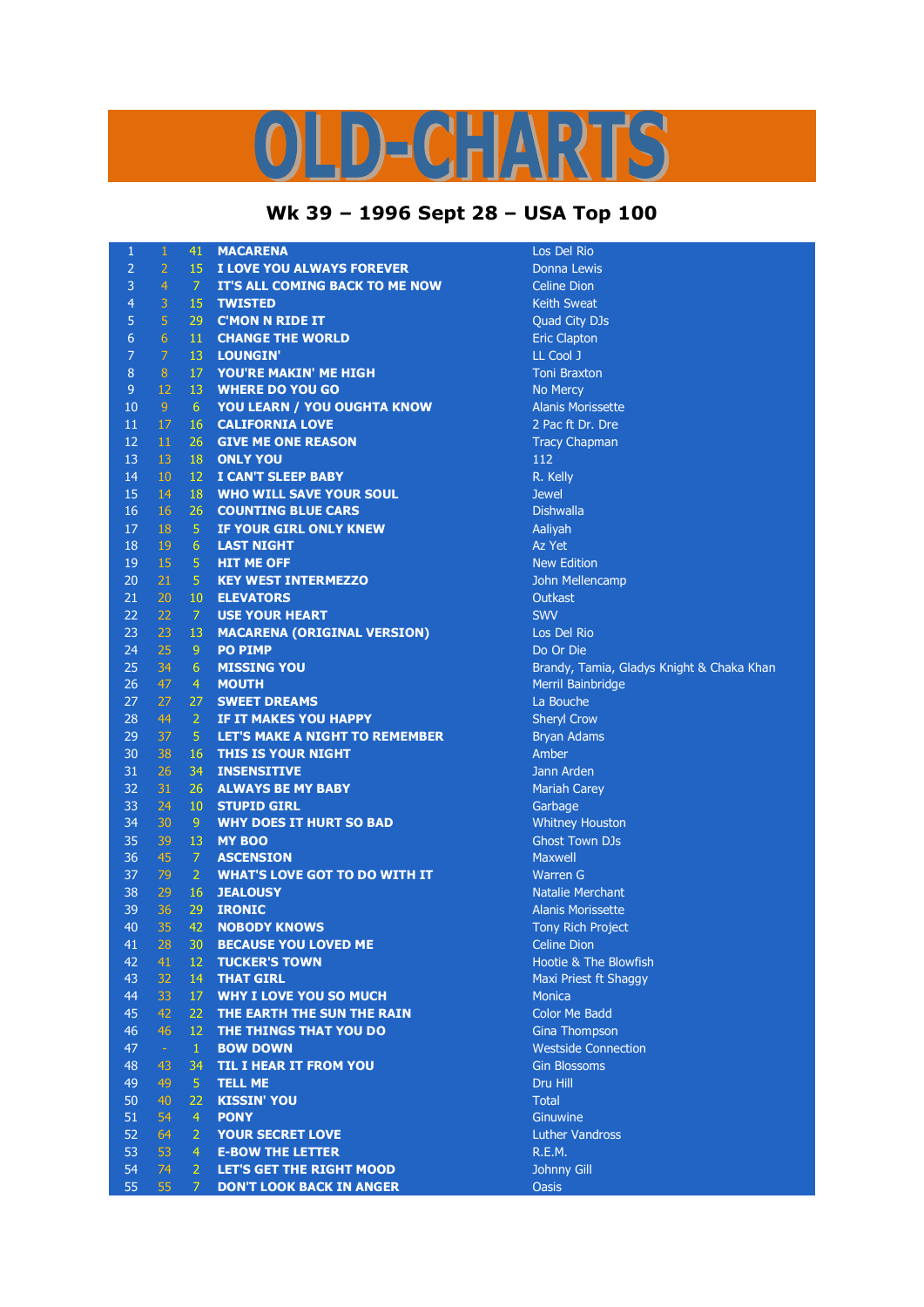# OLD-CHARTS

## Wk 39 – 1996 Sept 28 – USA Top 100

| | | | | |
|---|---|---|---|---|
| 1 | 1 | 41 | MACARENA | Los Del Rio |
| 2 | 2 | 15 | I LOVE YOU ALWAYS FOREVER | Donna Lewis |
| 3 | 4 | 7 | IT'S ALL COMING BACK TO ME NOW | Celine Dion |
| 4 | 3 | 15 | TWISTED | Keith Sweat |
| 5 | 5 | 29 | C'MON N RIDE IT | Quad City DJs |
| 6 | 6 | 11 | CHANGE THE WORLD | Eric Clapton |
| 7 | 7 | 13 | LOUNGIN' | LL Cool J |
| 8 | 8 | 17 | YOU'RE MAKIN' ME HIGH | Toni Braxton |
| 9 | 12 | 13 | WHERE DO YOU GO | No Mercy |
| 10 | 9 | 6 | YOU LEARN / YOU OUGHTA KNOW | Alanis Morissette |
| 11 | 17 | 16 | CALIFORNIA LOVE | 2 Pac ft Dr. Dre |
| 12 | 11 | 26 | GIVE ME ONE REASON | Tracy Chapman |
| 13 | 13 | 18 | ONLY YOU | 112 |
| 14 | 10 | 12 | I CAN'T SLEEP BABY | R. Kelly |
| 15 | 14 | 18 | WHO WILL SAVE YOUR SOUL | Jewel |
| 16 | 16 | 26 | COUNTING BLUE CARS | Dishwalla |
| 17 | 18 | 5 | IF YOUR GIRL ONLY KNEW | Aaliyah |
| 18 | 19 | 6 | LAST NIGHT | Az Yet |
| 19 | 15 | 5 | HIT ME OFF | New Edition |
| 20 | 21 | 5 | KEY WEST INTERMEZZO | John Mellencamp |
| 21 | 20 | 10 | ELEVATORS | Outkast |
| 22 | 22 | 7 | USE YOUR HEART | SWV |
| 23 | 23 | 13 | MACARENA (ORIGINAL VERSION) | Los Del Rio |
| 24 | 25 | 9 | PO PIMP | Do Or Die |
| 25 | 34 | 6 | MISSING YOU | Brandy, Tamia, Gladys Knight & Chaka Khan |
| 26 | 47 | 4 | MOUTH | Merril Bainbridge |
| 27 | 27 | 27 | SWEET DREAMS | La Bouche |
| 28 | 44 | 2 | IF IT MAKES YOU HAPPY | Sheryl Crow |
| 29 | 37 | 5 | LET'S MAKE A NIGHT TO REMEMBER | Bryan Adams |
| 30 | 38 | 16 | THIS IS YOUR NIGHT | Amber |
| 31 | 26 | 34 | INSENSITIVE | Jann Arden |
| 32 | 31 | 26 | ALWAYS BE MY BABY | Mariah Carey |
| 33 | 24 | 10 | STUPID GIRL | Garbage |
| 34 | 30 | 9 | WHY DOES IT HURT SO BAD | Whitney Houston |
| 35 | 39 | 13 | MY BOO | Ghost Town DJs |
| 36 | 45 | 7 | ASCENSION | Maxwell |
| 37 | 79 | 2 | WHAT'S LOVE GOT TO DO WITH IT | Warren G |
| 38 | 29 | 16 | JEALOUSY | Natalie Merchant |
| 39 | 36 | 29 | IRONIC | Alanis Morissette |
| 40 | 35 | 42 | NOBODY KNOWS | Tony Rich Project |
| 41 | 28 | 30 | BECAUSE YOU LOVED ME | Celine Dion |
| 42 | 41 | 12 | TUCKER'S TOWN | Hootie & The Blowfish |
| 43 | 32 | 14 | THAT GIRL | Maxi Priest ft Shaggy |
| 44 | 33 | 17 | WHY I LOVE YOU SO MUCH | Monica |
| 45 | 42 | 22 | THE EARTH THE SUN THE RAIN | Color Me Badd |
| 46 | 46 | 12 | THE THINGS THAT YOU DO | Gina Thompson |
| 47 | - | 1 | BOW DOWN | Westside Connection |
| 48 | 43 | 34 | TIL I HEAR IT FROM YOU | Gin Blossoms |
| 49 | 49 | 5 | TELL ME | Dru Hill |
| 50 | 40 | 22 | KISSIN' YOU | Total |
| 51 | 54 | 4 | PONY | Ginuwine |
| 52 | 64 | 2 | YOUR SECRET LOVE | Luther Vandross |
| 53 | 53 | 4 | E-BOW THE LETTER | R.E.M. |
| 54 | 74 | 2 | LET'S GET THE RIGHT MOOD | Johnny Gill |
| 55 | 55 | 7 | DON'T LOOK BACK IN ANGER | Oasis |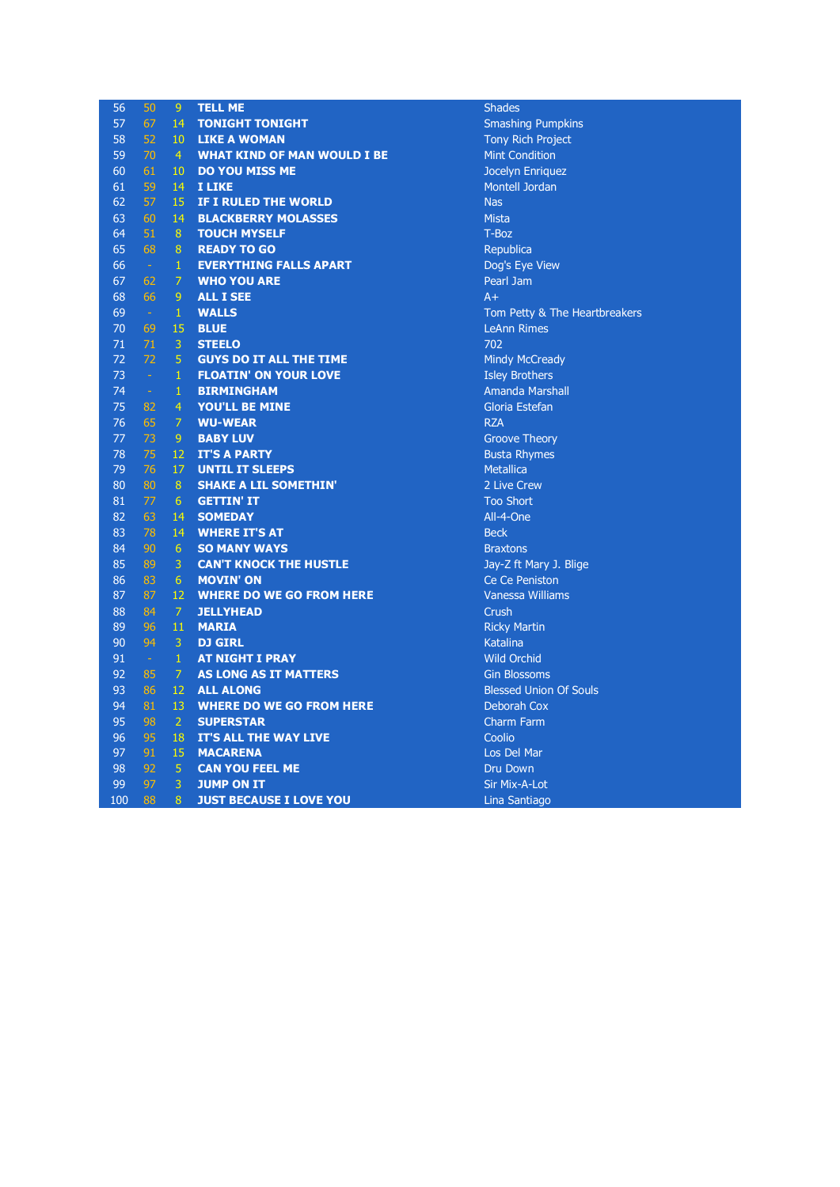| | | | | |
|---|---|---|---|---|
| 56 | 50 | 9 | **TELL ME** | Shades |
| 57 | 67 | 14 | **TONIGHT TONIGHT** | Smashing Pumpkins |
| 58 | 52 | 10 | **LIKE A WOMAN** | Tony Rich Project |
| 59 | 70 | 4 | **WHAT KIND OF MAN WOULD I BE** | Mint Condition |
| 60 | 61 | 10 | **DO YOU MISS ME** | Jocelyn Enriquez |
| 61 | 59 | 14 | **I LIKE** | Montell Jordan |
| 62 | 57 | 15 | **IF I RULED THE WORLD** | Nas |
| 63 | 60 | 14 | **BLACKBERRY MOLASSES** | Mista |
| 64 | 51 | 8 | **TOUCH MYSELF** | T-Boz |
| 65 | 68 | 8 | **READY TO GO** | Republica |
| 66 | - | 1 | **EVERYTHING FALLS APART** | Dog's Eye View |
| 67 | 62 | 7 | **WHO YOU ARE** | Pearl Jam |
| 68 | 66 | 9 | **ALL I SEE** | A+ |
| 69 | - | 1 | **WALLS** | Tom Petty & The Heartbreakers |
| 70 | 69 | 15 | **BLUE** | LeAnn Rimes |
| 71 | 71 | 3 | **STEELO** | 702 |
| 72 | 72 | 5 | **GUYS DO IT ALL THE TIME** | Mindy McCready |
| 73 | - | 1 | **FLOATIN' ON YOUR LOVE** | Isley Brothers |
| 74 | - | 1 | **BIRMINGHAM** | Amanda Marshall |
| 75 | 82 | 4 | **YOU'LL BE MINE** | Gloria Estefan |
| 76 | 65 | 7 | **WU-WEAR** | RZA |
| 77 | 73 | 9 | **BABY LUV** | Groove Theory |
| 78 | 75 | 12 | **IT'S A PARTY** | Busta Rhymes |
| 79 | 76 | 17 | **UNTIL IT SLEEPS** | Metallica |
| 80 | 80 | 8 | **SHAKE A LIL SOMETHIN'** | 2 Live Crew |
| 81 | 77 | 6 | **GETTIN' IT** | Too Short |
| 82 | 63 | 14 | **SOMEDAY** | All-4-One |
| 83 | 78 | 14 | **WHERE IT'S AT** | Beck |
| 84 | 90 | 6 | **SO MANY WAYS** | Braxtons |
| 85 | 89 | 3 | **CAN'T KNOCK THE HUSTLE** | Jay-Z ft Mary J. Blige |
| 86 | 83 | 6 | **MOVIN' ON** | Ce Ce Peniston |
| 87 | 87 | 12 | **WHERE DO WE GO FROM HERE** | Vanessa Williams |
| 88 | 84 | 7 | **JELLYHEAD** | Crush |
| 89 | 96 | 11 | **MARIA** | Ricky Martin |
| 90 | 94 | 3 | **DJ GIRL** | Katalina |
| 91 | - | 1 | **AT NIGHT I PRAY** | Wild Orchid |
| 92 | 85 | 7 | **AS LONG AS IT MATTERS** | Gin Blossoms |
| 93 | 86 | 12 | **ALL ALONG** | Blessed Union Of Souls |
| 94 | 81 | 13 | **WHERE DO WE GO FROM HERE** | Deborah Cox |
| 95 | 98 | 2 | **SUPERSTAR** | Charm Farm |
| 96 | 95 | 18 | **IT'S ALL THE WAY LIVE** | Coolio |
| 97 | 91 | 15 | **MACARENA** | Los Del Mar |
| 98 | 92 | 5 | **CAN YOU FEEL ME** | Dru Down |
| 99 | 97 | 3 | **JUMP ON IT** | Sir Mix-A-Lot |
| 100 | 88 | 8 | **JUST BECAUSE I LOVE YOU** | Lina Santiago |